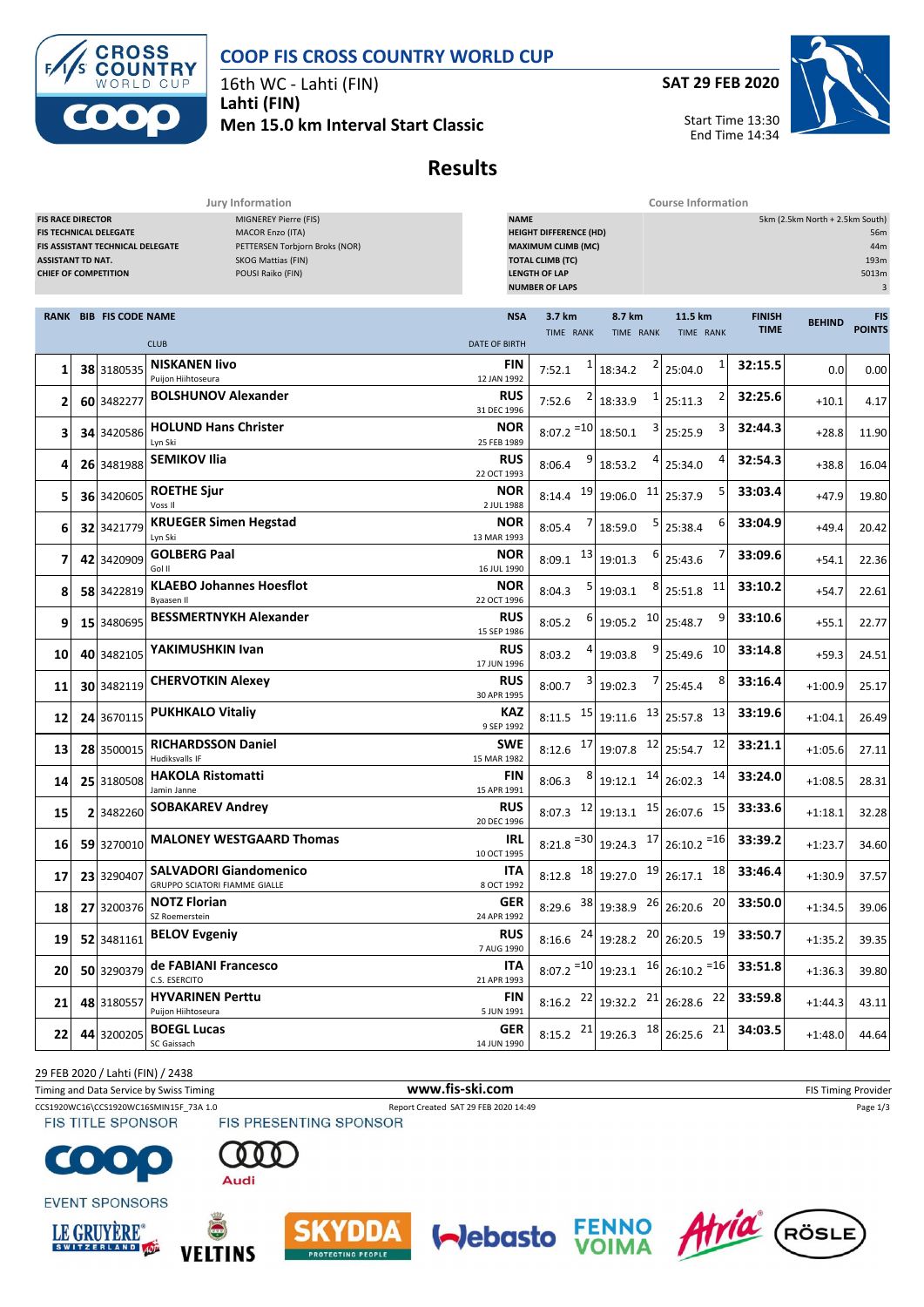# COOP FIS CROSS COUNTRY WORLD CUP

16th WC - Lahti (FIN)

**Lahti (FIN)**

**Men 15.0 km Interval Start Classic**

**SAT 29 FEB 2020**

Start Time 13:30
End Time 14:34

## Results

### Jury Information

| | |
|---|---|
| FIS RACE DIRECTOR | MIGNEREY Pierre (FIS) |
| FIS TECHNICAL DELEGATE | MACOR Enzo (ITA) |
| FIS ASSISTANT TECHNICAL DELEGATE | PETTERSEN Torbjorn Broks (NOR) |
| ASSISTANT TD NAT. | SKOG Mattias (FIN) |
| CHIEF OF COMPETITION | POUSI Raiko (FIN) |

### Course Information

| | |
|---|---|
| NAME | 5km (2.5km North + 2.5km South) |
| HEIGHT DIFFERENCE (HD) | 56m |
| MAXIMUM CLIMB (MC) | 44m |
| TOTAL CLIMB (TC) | 193m |
| LENGTH OF LAP | 5013m |
| NUMBER OF LAPS | 3 |

| RANK | BIB | FIS CODE | NAME / CLUB | NSA / DATE OF BIRTH | 3.7 km TIME | RANK | 8.7 km TIME | RANK | 11.5 km TIME | RANK | FINISH TIME | BEHIND | FIS POINTS |
|---|---|---|---|---|---|---|---|---|---|---|---|---|---|
| 1 | 38 | 3180535 | **NISKANEN Iivo** Puijon Hiihtoseura | FIN 12 JAN 1992 | 7:52.1 | 1 | 18:34.2 | 2 | 25:04.0 | 1 | 32:15.5 | 0.0 | 0.00 |
| 2 | 60 | 3482277 | **BOLSHUNOV Alexander** | RUS 31 DEC 1996 | 7:52.6 | 2 | 18:33.9 | 1 | 25:11.3 | 2 | 32:25.6 | +10.1 | 4.17 |
| 3 | 34 | 3420586 | **HOLUND Hans Christer** Lyn Ski | NOR 25 FEB 1989 | 8:07.2 | =10 | 18:50.1 | 3 | 25:25.9 | 3 | 32:44.3 | +28.8 | 11.90 |
| 4 | 26 | 3481988 | **SEMIKOV Ilia** | RUS 22 OCT 1993 | 8:06.4 | 9 | 18:53.2 | 4 | 25:34.0 | 4 | 32:54.3 | +38.8 | 16.04 |
| 5 | 36 | 3420605 | **ROETHE Sjur** Voss IL | NOR 2 JUL 1988 | 8:14.4 | 19 | 19:06.0 | 11 | 25:37.9 | 5 | 33:03.4 | +47.9 | 19.80 |
| 6 | 32 | 3421779 | **KRUEGER Simen Hegstad** Lyn Ski | NOR 13 MAR 1993 | 8:05.4 | 7 | 18:59.0 | 5 | 25:38.4 | 6 | 33:04.9 | +49.4 | 20.42 |
| 7 | 42 | 3420909 | **GOLBERG Paal** Gol IL | NOR 16 JUL 1990 | 8:09.1 | 13 | 19:01.3 | 6 | 25:43.6 | 7 | 33:09.6 | +54.1 | 22.36 |
| 8 | 58 | 3422819 | **KLAEBO Johannes Hoesflot** Byaasen Il | NOR 22 OCT 1996 | 8:04.3 | 5 | 19:03.1 | 8 | 25:51.8 | 11 | 33:10.2 | +54.7 | 22.61 |
| 9 | 15 | 3480695 | **BESSMERTNYKH Alexander** | RUS 15 SEP 1986 | 8:05.2 | 6 | 19:05.2 | 10 | 25:48.7 | 9 | 33:10.6 | +55.1 | 22.77 |
| 10 | 40 | 3482105 | **YAKIMUSHKIN Ivan** | RUS 17 JUN 1996 | 8:03.2 | 4 | 19:03.8 | 9 | 25:49.6 | 10 | 33:14.8 | +59.3 | 24.51 |
| 11 | 30 | 3482119 | **CHERVOTKIN Alexey** | RUS 30 APR 1995 | 8:00.7 | 3 | 19:02.3 | 7 | 25:45.4 | 8 | 33:16.4 | +1:00.9 | 25.17 |
| 12 | 24 | 3670115 | **PUKHKALO Vitaliy** | KAZ 9 SEP 1992 | 8:11.5 | 15 | 19:11.6 | 13 | 25:57.8 | 13 | 33:19.6 | +1:04.1 | 26.49 |
| 13 | 28 | 3500015 | **RICHARDSSON Daniel** Hudiksvalls IF | SWE 15 MAR 1982 | 8:12.6 | 17 | 19:07.8 | 12 | 25:54.7 | 12 | 33:21.1 | +1:05.6 | 27.11 |
| 14 | 25 | 3180508 | **HAKOLA Ristomatti** Jamin Janne | FIN 15 APR 1991 | 8:06.3 | 8 | 19:12.1 | 14 | 26:02.3 | 14 | 33:24.0 | +1:08.5 | 28.31 |
| 15 | 2 | 3482260 | **SOBAKAREV Andrey** | RUS 20 DEC 1996 | 8:07.3 | 12 | 19:13.1 | 15 | 26:07.6 | 15 | 33:33.6 | +1:18.1 | 32.28 |
| 16 | 59 | 3270010 | **MALONEY WESTGAARD Thomas** | IRL 10 OCT 1995 | 8:21.8 | =30 | 19:24.3 | 17 | 26:10.2 | =16 | 33:39.2 | +1:23.7 | 34.60 |
| 17 | 23 | 3290407 | **SALVADORI Giandomenico** GRUPPO SCIATORI FIAMME GIALLE | ITA 8 OCT 1992 | 8:12.8 | 18 | 19:27.0 | 19 | 26:17.1 | 18 | 33:46.4 | +1:30.9 | 37.57 |
| 18 | 27 | 3200376 | **NOTZ Florian** SZ Roemerstein | GER 24 APR 1992 | 8:29.6 | 38 | 19:38.9 | 26 | 26:20.6 | 20 | 33:50.0 | +1:34.5 | 39.06 |
| 19 | 52 | 3481161 | **BELOV Evgeniy** | RUS 7 AUG 1990 | 8:16.6 | 24 | 19:28.2 | 20 | 26:20.5 | 19 | 33:50.7 | +1:35.2 | 39.35 |
| 20 | 50 | 3290379 | **de FABIANI Francesco** C.S. ESERCITO | ITA 21 APR 1993 | 8:07.2 | =10 | 19:23.1 | 16 | 26:10.2 | =16 | 33:51.8 | +1:36.3 | 39.80 |
| 21 | 48 | 3180557 | **HYVARINEN Perttu** Puijon Hiihtoseura | FIN 5 JUN 1991 | 8:16.2 | 22 | 19:32.2 | 21 | 26:28.6 | 22 | 33:59.8 | +1:44.3 | 43.11 |
| 22 | 44 | 3200205 | **BOEGL Lucas** SC Gaissach | GER 14 JUN 1990 | 8:15.2 | 21 | 19:26.3 | 18 | 26:25.6 | 21 | 34:03.5 | +1:48.0 | 44.64 |

29 FEB 2020 / Lahti (FIN) / 2438

Timing and Data Service by Swiss Timing — www.fis-ski.com — FIS Timing Provider

CCS1920WC16\CCS1920WC16SMIN15F_73A 1.0 — Report Created SAT 29 FEB 2020 14:49

FIS TITLE SPONSOR — FIS PRESENTING SPONSOR

EVENT SPONSORS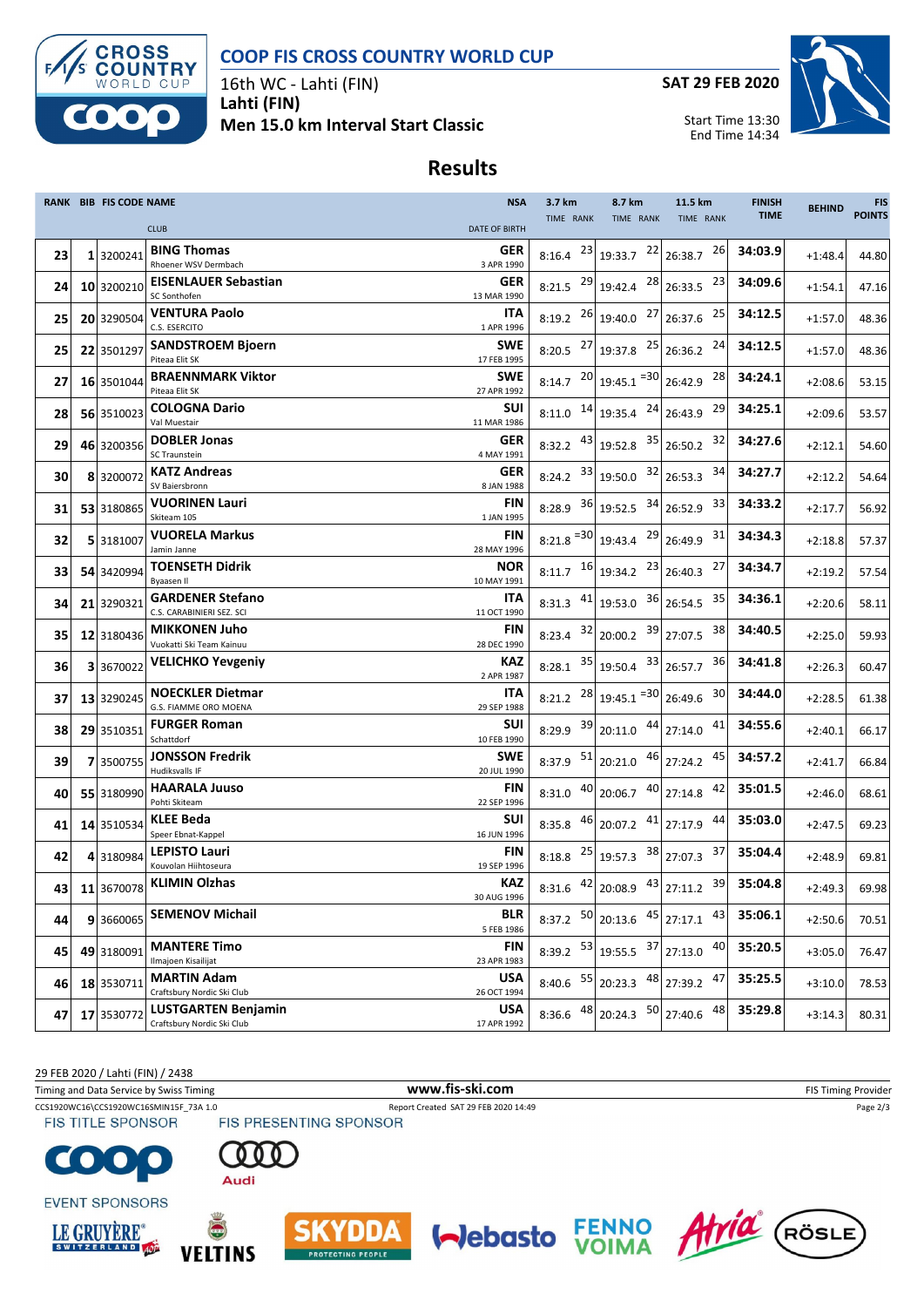# COOP FIS CROSS COUNTRY WORLD CUP

16th WC - Lahti (FIN)
**Lahti (FIN)**
**Men 15.0 km Interval Start Classic**

**SAT 29 FEB 2020**

Start Time 13:30
End Time 14:34

## Results

| RANK | BIB | FIS CODE | NAME / CLUB | NSA / DATE OF BIRTH | 3.7 km TIME | 3.7 km RANK | 8.7 km TIME | 8.7 km RANK | 11.5 km TIME | 11.5 km RANK | FINISH TIME | BEHIND | FIS POINTS |
|---|---|---|---|---|---|---|---|---|---|---|---|---|---|
| 23 | 1 | 3200241 | **BING Thomas** Rhoener WSV Dermbach | GER 3 APR 1990 | 8:16.4 | 23 | 19:33.7 | 22 | 26:38.7 | 26 | 34:03.9 | +1:48.4 | 44.80 |
| 24 | 10 | 3200210 | **EISENLAUER Sebastian** SC Sonthofen | GER 13 MAR 1990 | 8:21.5 | 29 | 19:42.4 | 28 | 26:33.5 | 23 | 34:09.6 | +1:54.1 | 47.16 |
| 25 | 20 | 3290504 | **VENTURA Paolo** C.S. ESERCITO | ITA 1 APR 1996 | 8:19.2 | 26 | 19:40.0 | 27 | 26:37.6 | 25 | 34:12.5 | +1:57.0 | 48.36 |
| 25 | 22 | 3501297 | **SANDSTROEM Bjoern** Piteaa Elit SK | SWE 17 FEB 1995 | 8:20.5 | 27 | 19:37.8 | 25 | 26:36.2 | 24 | 34:12.5 | +1:57.0 | 48.36 |
| 27 | 16 | 3501044 | **BRAENNMARK Viktor** Piteaa Elit SK | SWE 27 APR 1992 | 8:14.7 | 20 | 19:45.1 | =30 | 26:42.9 | 28 | 34:24.1 | +2:08.6 | 53.15 |
| 28 | 56 | 3510023 | **COLOGNA Dario** Val Muestair | SUI 11 MAR 1986 | 8:11.0 | 14 | 19:35.4 | 24 | 26:43.9 | 29 | 34:25.1 | +2:09.6 | 53.57 |
| 29 | 46 | 3200356 | **DOBLER Jonas** SC Traunstein | GER 4 MAY 1991 | 8:32.2 | 43 | 19:52.8 | 35 | 26:50.2 | 32 | 34:27.6 | +2:12.1 | 54.60 |
| 30 | 8 | 3200072 | **KATZ Andreas** SV Baiersbronn | GER 8 JAN 1988 | 8:24.2 | 33 | 19:50.0 | 32 | 26:53.3 | 34 | 34:27.7 | +2:12.2 | 54.64 |
| 31 | 53 | 3180865 | **VUORINEN Lauri** Skiteam 105 | FIN 1 JAN 1995 | 8:28.9 | 36 | 19:52.5 | 34 | 26:52.9 | 33 | 34:33.2 | +2:17.7 | 56.92 |
| 32 | 5 | 3181007 | **VUORELA Markus** Jamin Janne | FIN 28 MAY 1996 | 8:21.8 | =30 | 19:43.4 | 29 | 26:49.9 | 31 | 34:34.3 | +2:18.8 | 57.37 |
| 33 | 54 | 3420994 | **TOENSETH Didrik** Byaasen Il | NOR 10 MAY 1991 | 8:11.7 | 16 | 19:34.2 | 23 | 26:40.3 | 27 | 34:34.7 | +2:19.2 | 57.54 |
| 34 | 21 | 3290321 | **GARDENER Stefano** C.S. CARABINIERI SEZ. SCI | ITA 11 OCT 1990 | 8:31.3 | 41 | 19:53.0 | 36 | 26:54.5 | 35 | 34:36.1 | +2:20.6 | 58.11 |
| 35 | 12 | 3180436 | **MIKKONEN Juho** Vuokatti Ski Team Kainuu | FIN 28 DEC 1990 | 8:23.4 | 32 | 20:00.2 | 39 | 27:07.5 | 38 | 34:40.5 | +2:25.0 | 59.93 |
| 36 | 3 | 3670022 | **VELICHKO Yevgeniy** | KAZ 2 APR 1987 | 8:28.1 | 35 | 19:50.4 | 33 | 26:57.7 | 36 | 34:41.8 | +2:26.3 | 60.47 |
| 37 | 13 | 3290245 | **NOECKLER Dietmar** G.S. FIAMME ORO MOENA | ITA 29 SEP 1988 | 8:21.2 | 28 | 19:45.1 | =30 | 26:49.6 | 30 | 34:44.0 | +2:28.5 | 61.38 |
| 38 | 29 | 3510351 | **FURGER Roman** Schattdorf | SUI 10 FEB 1990 | 8:29.9 | 39 | 20:11.0 | 44 | 27:14.0 | 41 | 34:55.6 | +2:40.1 | 66.17 |
| 39 | 7 | 3500755 | **JONSSON Fredrik** Hudiksvalls IF | SWE 20 JUL 1990 | 8:37.9 | 51 | 20:21.0 | 46 | 27:24.2 | 45 | 34:57.2 | +2:41.7 | 66.84 |
| 40 | 55 | 3180990 | **HAARALA Juuso** Pohti Skiteam | FIN 22 SEP 1996 | 8:31.0 | 40 | 20:06.7 | 40 | 27:14.8 | 42 | 35:01.5 | +2:46.0 | 68.61 |
| 41 | 14 | 3510534 | **KLEE Beda** Speer Ebnat-Kappel | SUI 16 JUN 1996 | 8:35.8 | 46 | 20:07.2 | 41 | 27:17.9 | 44 | 35:03.0 | +2:47.5 | 69.23 |
| 42 | 4 | 3180984 | **LEPISTO Lauri** Kouvolan Hiihtoseura | FIN 19 SEP 1996 | 8:18.8 | 25 | 19:57.3 | 38 | 27:07.3 | 37 | 35:04.4 | +2:48.9 | 69.81 |
| 43 | 11 | 3670078 | **KLIMIN Olzhas** | KAZ 30 AUG 1996 | 8:31.6 | 42 | 20:08.9 | 43 | 27:11.2 | 39 | 35:04.8 | +2:49.3 | 69.98 |
| 44 | 9 | 3660065 | **SEMENOV Michail** | BLR 5 FEB 1986 | 8:37.2 | 50 | 20:13.6 | 45 | 27:17.1 | 43 | 35:06.1 | +2:50.6 | 70.51 |
| 45 | 49 | 3180091 | **MANTERE Timo** Ilmajoen Kisailijat | FIN 23 APR 1983 | 8:39.2 | 53 | 19:55.5 | 37 | 27:13.0 | 40 | 35:20.5 | +3:05.0 | 76.47 |
| 46 | 18 | 3530711 | **MARTIN Adam** Craftsbury Nordic Ski Club | USA 26 OCT 1994 | 8:40.6 | 55 | 20:23.3 | 48 | 27:39.2 | 47 | 35:25.5 | +3:10.0 | 78.53 |
| 47 | 17 | 3530772 | **LUSTGARTEN Benjamin** Craftsbury Nordic Ski Club | USA 17 APR 1992 | 8:36.6 | 48 | 20:24.3 | 50 | 27:40.6 | 48 | 35:29.8 | +3:14.3 | 80.31 |

29 FEB 2020 / Lahti (FIN) / 2438

Timing and Data Service by Swiss Timing — www.fis-ski.com — FIS Timing Provider

CCS1920WC16\CCS1920WC16SMIN15F_73A 1.0 — Report Created SAT 29 FEB 2020 14:49

FIS TITLE SPONSOR — FIS PRESENTING SPONSOR — EVENT SPONSORS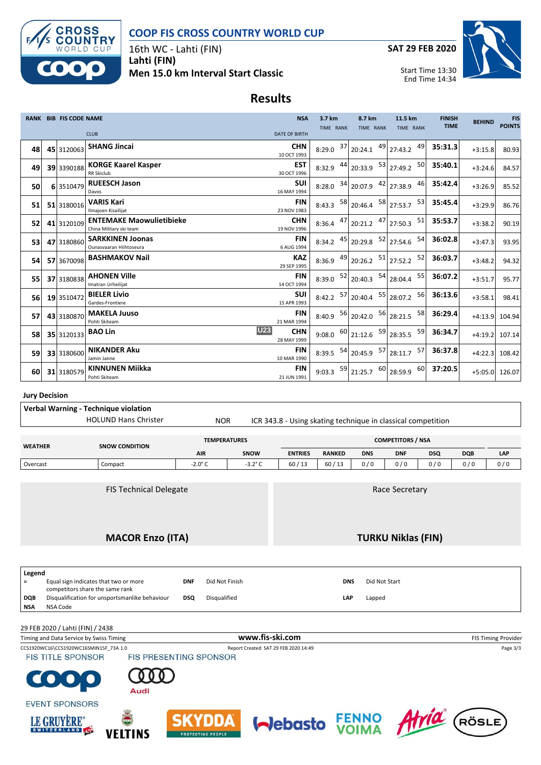# COOP FIS CROSS COUNTRY WORLD CUP

16th WC - Lahti (FIN)

**Lahti (FIN)**

**Men 15.0 km Interval Start Classic**

**SAT 29 FEB 2020**

Start Time 13:30
End Time 14:34

## Results

| RANK | BIB | FIS CODE | NAME / CLUB | NSA / DATE OF BIRTH | 3.7 km TIME | RANK | 8.7 km TIME | RANK | 11.5 km TIME | RANK | FINISH TIME | BEHIND | FIS POINTS |
|---|---|---|---|---|---|---|---|---|---|---|---|---|---|
| 48 | 45 | 3120063 | **SHANG Jincai** | CHN / 10 OCT 1993 | 8:29.0 | 37 | 20:24.1 | 49 | 27:43.2 | 49 | 35:31.3 | +3:15.8 | 80.93 |
| 49 | 39 | 3390188 | **KORGE Kaarel Kasper** / RR Skiclub | EST / 30 OCT 1996 | 8:32.9 | 44 | 20:33.9 | 53 | 27:49.2 | 50 | 35:40.1 | +3:24.6 | 84.57 |
| 50 | 6 | 3510479 | **RUEESCH Jason** / Davos | SUI / 16 MAY 1994 | 8:28.0 | 34 | 20:07.9 | 42 | 27:38.9 | 46 | 35:42.4 | +3:26.9 | 85.52 |
| 51 | 51 | 3180016 | **VARIS Kari** / Ilmajoen Kisailijat | FIN / 23 NOV 1983 | 8:43.3 | 58 | 20:46.4 | 58 | 27:53.7 | 53 | 35:45.4 | +3:29.9 | 86.76 |
| 52 | 41 | 3120109 | **ENTEMAKE Maowulietibieke** / China Military ski team | CHN / 19 NOV 1996 | 8:36.4 | 47 | 20:21.2 | 47 | 27:50.3 | 51 | 35:53.7 | +3:38.2 | 90.19 |
| 53 | 47 | 3180860 | **SARKKINEN Joonas** / Ounasvaaran Hiihtoseura | FIN / 6 AUG 1994 | 8:34.2 | 45 | 20:29.8 | 52 | 27:54.6 | 54 | 36:02.8 | +3:47.3 | 93.95 |
| 54 | 57 | 3670098 | **BASHMAKOV Nail** | KAZ / 29 SEP 1995 | 8:36.9 | 49 | 20:26.2 | 51 | 27:52.2 | 52 | 36:03.7 | +3:48.2 | 94.32 |
| 55 | 37 | 3180838 | **AHONEN Ville** / Imatran Urheilijat | FIN / 14 OCT 1994 | 8:39.0 | 52 | 20:40.3 | 54 | 28:04.4 | 55 | 36:07.2 | +3:51.7 | 95.77 |
| 56 | 19 | 3510472 | **BIELER Livio** / Gardes-Frontiere | SUI / 15 APR 1993 | 8:42.2 | 57 | 20:40.4 | 55 | 28:07.2 | 56 | 36:13.6 | +3:58.1 | 98.41 |
| 57 | 43 | 3180870 | **MAKELA Juuso** / Pohti Skiteam | FIN / 21 MAR 1994 | 8:40.9 | 56 | 20:42.0 | 56 | 28:21.5 | 58 | 36:29.4 | +4:13.9 | 104.94 |
| 58 | 35 | 3120133 | **BAO Lin** U23 | CHN / 28 MAY 1999 | 9:08.0 | 60 | 21:12.6 | 59 | 28:35.5 | 59 | 36:34.7 | +4:19.2 | 107.14 |
| 59 | 33 | 3180600 | **NIKANDER Aku** / Jamin Janne | FIN / 10 MAR 1990 | 8:39.5 | 54 | 20:45.9 | 57 | 28:11.7 | 57 | 36:37.8 | +4:22.3 | 108.42 |
| 60 | 31 | 3180579 | **KINNUNEN Miikka** / Pohti Skiteam | FIN / 21 JUN 1991 | 9:03.3 | 59 | 21:25.7 | 60 | 28:59.9 | 60 | 37:20.5 | +5:05.0 | 126.07 |

**Jury Decision**

| **Verbal Warning - Technique violation** | | |
|---|---|---|
| HOLUND Hans Christer | NOR | ICR 343.8 - Using skating technique in classical competition |

| WEATHER | SNOW CONDITION | TEMPERATURES | | COMPETITORS / NSA | | | | | | |
|---|---|---|---|---|---|---|---|---|---|---|
| | | AIR | SNOW | ENTRIES | RANKED | DNS | DNF | DSQ | DQB | LAP |
| Overcast | Compact | -2.0° C | -3.2° C | 60 / 13 | 60 / 13 | 0 / 0 | 0 / 0 | 0 / 0 | 0 / 0 | 0 / 0 |

| FIS Technical Delegate | Race Secretary |
|---|---|
| **MACOR Enzo (ITA)** | **TURKU Niklas (FIN)** |

**Legend**

| | | | | | |
|---|---|---|---|---|---|
| = | Equal sign indicates that two or more competitors share the same rank | DNF | Did Not Finish | DNS | Did Not Start |
| DQB | Disqualification for unsportsmanlike behaviour | DSQ | Disqualified | LAP | Lapped |
| NSA | NSA Code | | | | |

29 FEB 2020 / Lahti (FIN) / 2438

Timing and Data Service by Swiss Timing — www.fis-ski.com — FIS Timing Provider

CCS1920WC16\CCS1920WC16SMIN15F_73A 1.0 — Report Created SAT 29 FEB 2020 14:49

FIS TITLE SPONSOR — FIS PRESENTING SPONSOR

EVENT SPONSORS